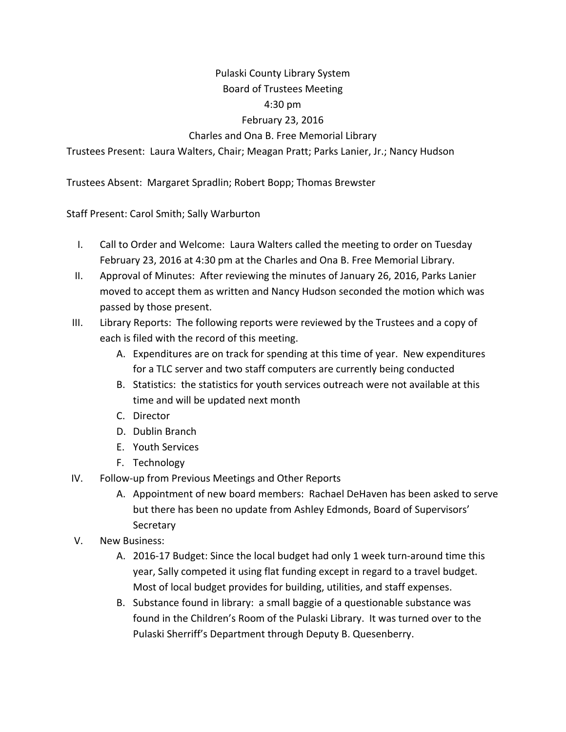Pulaski County Library System

Board of Trustees Meeting

4:30 pm

February 23, 2016

Charles and Ona B. Free Memorial Library

Trustees Present: Laura Walters, Chair; Meagan Pratt; Parks Lanier, Jr.; Nancy Hudson

Trustees Absent: Margaret Spradlin; Robert Bopp; Thomas Brewster

Staff Present: Carol Smith; Sally Warburton

I. Call to Order and Welcome: Laura Walters called the meeting to order on Tuesday February 23, 2016 at 4:30 pm at the Charles and Ona B. Free Memorial Library.

II. Approval of Minutes: After reviewing the minutes of January 26, 2016, Parks Lanier moved to accept them as written and Nancy Hudson seconded the motion which was passed by those present.

III. Library Reports: The following reports were reviewed by the Trustees and a copy of each is filed with the record of this meeting.
   - A. Expenditures are on track for spending at this time of year. New expenditures for a TLC server and two staff computers are currently being conducted
   - B. Statistics: the statistics for youth services outreach were not available at this time and will be updated next month
   - C. Director
   - D. Dublin Branch
   - E. Youth Services
   - F. Technology

IV. Follow-up from Previous Meetings and Other Reports
   - A. Appointment of new board members: Rachael DeHaven has been asked to serve but there has been no update from Ashley Edmonds, Board of Supervisors' Secretary

V. New Business:
   - A. 2016-17 Budget: Since the local budget had only 1 week turn-around time this year, Sally competed it using flat funding except in regard to a travel budget. Most of local budget provides for building, utilities, and staff expenses.
   - B. Substance found in library: a small baggie of a questionable substance was found in the Children's Room of the Pulaski Library. It was turned over to the Pulaski Sherriff's Department through Deputy B. Quesenberry.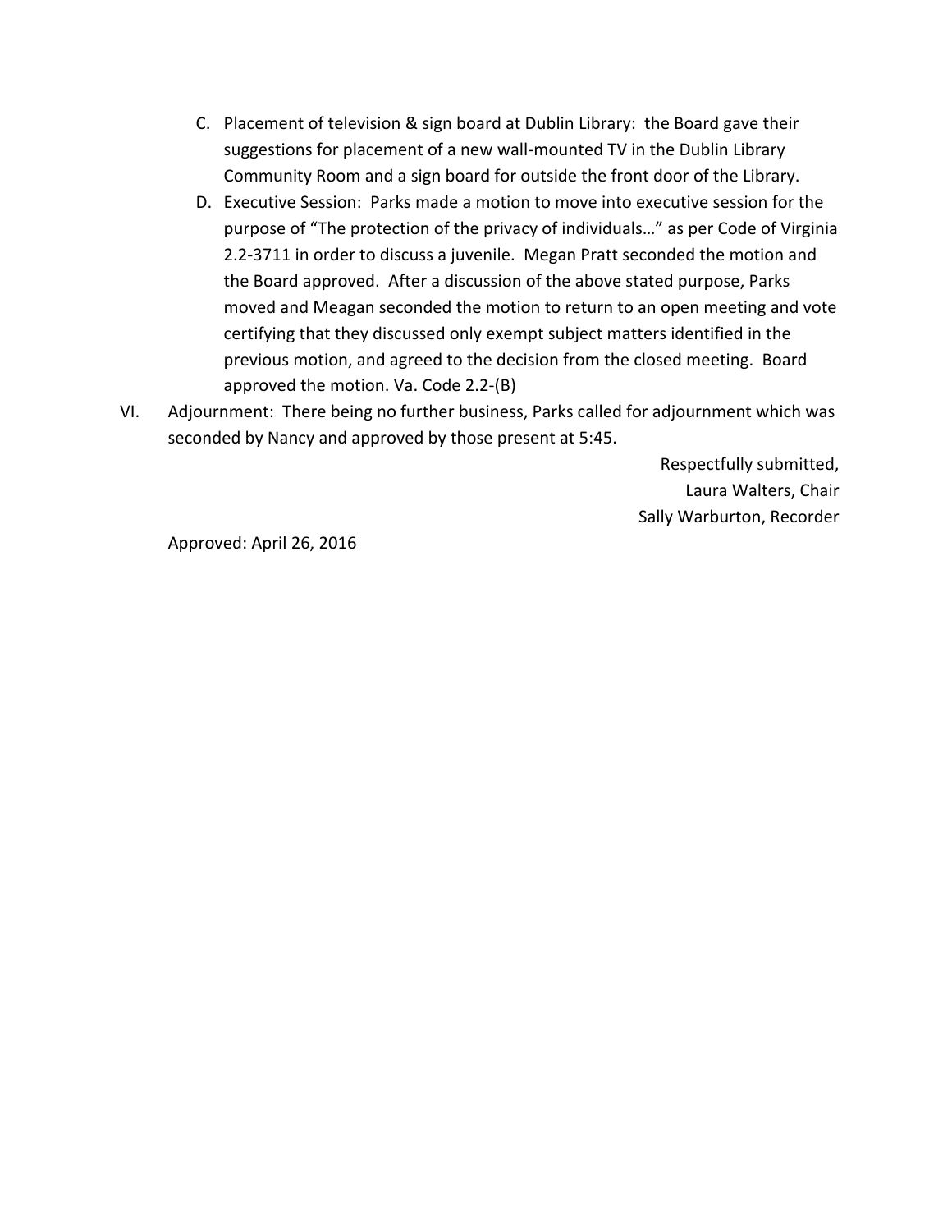C. Placement of television & sign board at Dublin Library: the Board gave their suggestions for placement of a new wall-mounted TV in the Dublin Library Community Room and a sign board for outside the front door of the Library.

D. Executive Session: Parks made a motion to move into executive session for the purpose of "The protection of the privacy of individuals…" as per Code of Virginia 2.2-3711 in order to discuss a juvenile. Megan Pratt seconded the motion and the Board approved. After a discussion of the above stated purpose, Parks moved and Meagan seconded the motion to return to an open meeting and vote certifying that they discussed only exempt subject matters identified in the previous motion, and agreed to the decision from the closed meeting. Board approved the motion. Va. Code 2.2-(B)

VI. Adjournment: There being no further business, Parks called for adjournment which was seconded by Nancy and approved by those present at 5:45.

Respectfully submitted,
Laura Walters, Chair
Sally Warburton, Recorder

Approved: April 26, 2016